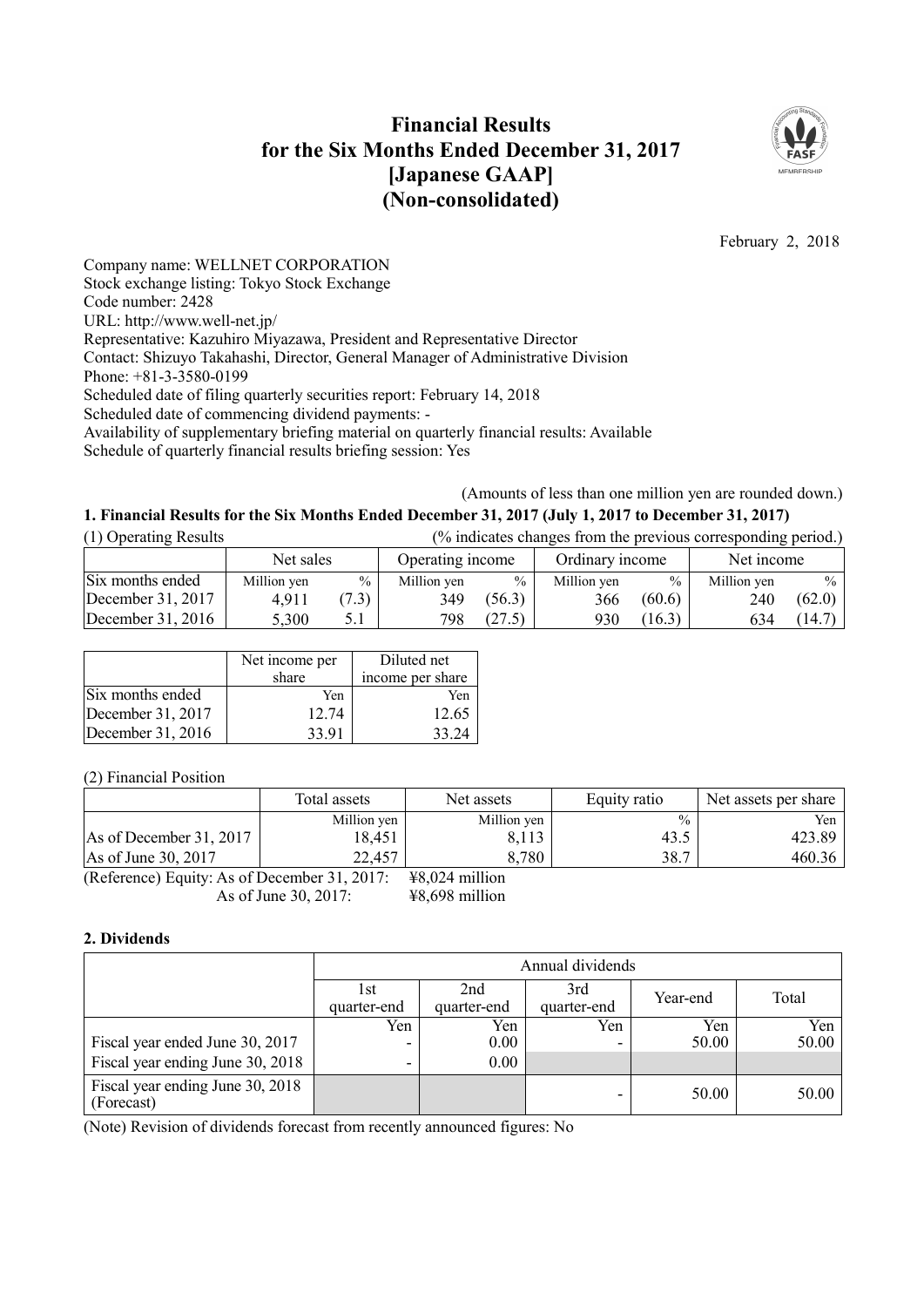# Financial Results for the Six Months Ended December 31, 2017 [Japanese GAAP] (Non-consolidated)

February 2, 2018

Company name: WELLNET CORPORATION
Stock exchange listing: Tokyo Stock Exchange
Code number: 2428
URL: http://www.well-net.jp/
Representative: Kazuhiro Miyazawa, President and Representative Director
Contact: Shizuyo Takahashi, Director, General Manager of Administrative Division
Phone: +81-3-3580-0199
Scheduled date of filing quarterly securities report: February 14, 2018
Scheduled date of commencing dividend payments: -
Availability of supplementary briefing material on quarterly financial results: Available
Schedule of quarterly financial results briefing session: Yes

(Amounts of less than one million yen are rounded down.)

## 1. Financial Results for the Six Months Ended December 31, 2017 (July 1, 2017 to December 31, 2017)

(1) Operating Results (% indicates changes from the previous corresponding period.)

| | Net sales | | Operating income | | Ordinary income | | Net income | |
|---|---|---|---|---|---|---|---|---|
| Six months ended | Million yen | % | Million yen | % | Million yen | % | Million yen | % |
| December 31, 2017 | 4,911 | (7.3) | 349 | (56.3) | 366 | (60.6) | 240 | (62.0) |
| December 31, 2016 | 5,300 | 5.1 | 798 | (27.5) | 930 | (16.3) | 634 | (14.7) |

| | Net income per share | Diluted net income per share |
|---|---|---|
| Six months ended | Yen | Yen |
| December 31, 2017 | 12.74 | 12.65 |
| December 31, 2016 | 33.91 | 33.24 |

(2) Financial Position

| | Total assets | Net assets | Equity ratio | Net assets per share |
|---|---|---|---|---|
| | Million yen | Million yen | % | Yen |
| As of December 31, 2017 | 18,451 | 8,113 | 43.5 | 423.89 |
| As of June 30, 2017 | 22,457 | 8,780 | 38.7 | 460.36 |

(Reference) Equity: As of December 31, 2017: ¥8,024 million
As of June 30, 2017: ¥8,698 million

## 2. Dividends

| | Annual dividends | | | | |
|---|---|---|---|---|---|
| | 1st quarter-end | 2nd quarter-end | 3rd quarter-end | Year-end | Total |
| | Yen | Yen | Yen | Yen | Yen |
| Fiscal year ended June 30, 2017 | - | 0.00 | - | 50.00 | 50.00 |
| Fiscal year ending June 30, 2018 | - | 0.00 | | | |
| Fiscal year ending June 30, 2018 (Forecast) | | | - | 50.00 | 50.00 |

(Note) Revision of dividends forecast from recently announced figures: No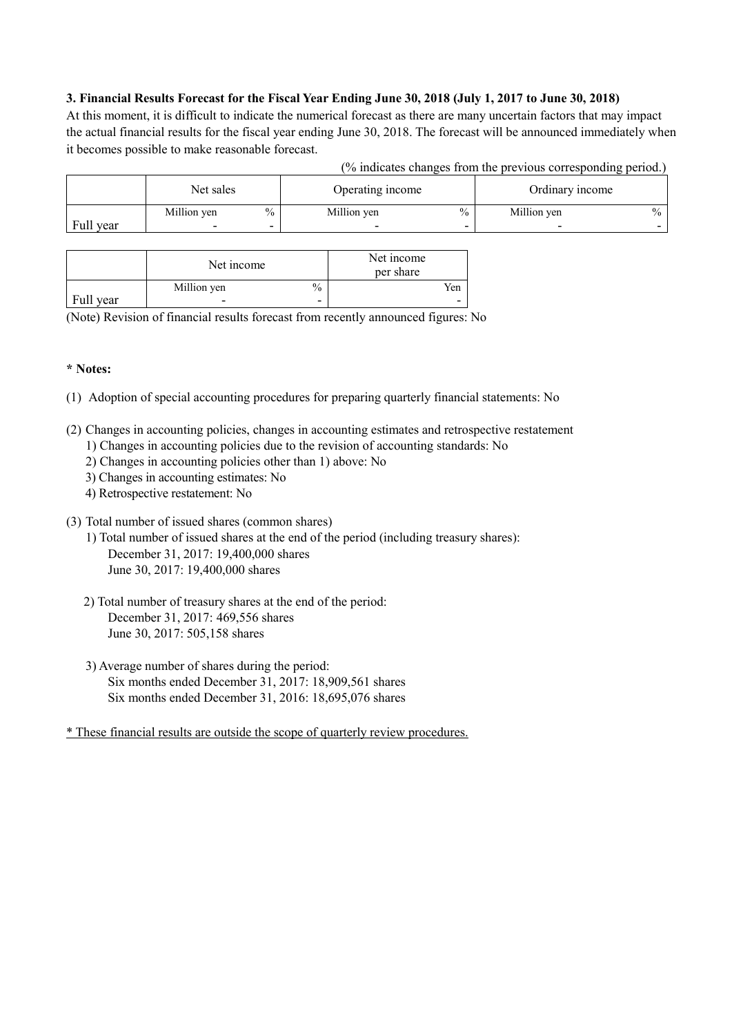### 3. Financial Results Forecast for the Fiscal Year Ending June 30, 2018 (July 1, 2017 to June 30, 2018)

At this moment, it is difficult to indicate the numerical forecast as there are many uncertain factors that may impact the actual financial results for the fiscal year ending June 30, 2018. The forecast will be announced immediately when it becomes possible to make reasonable forecast.

(% indicates changes from the previous corresponding period.)

| | Net sales | | Operating income | | Ordinary income | |
|---|---|---|---|---|---|---|
| | Million yen | % | Million yen | % | Million yen | % |
| Full year | - | - | - | - | - | - |

| | Net income | | Net income per share |
|---|---|---|---|
| | Million yen | % | Yen |
| Full year | - | - | - |

(Note) Revision of financial results forecast from recently announced figures: No

**\* Notes:**

(1) Adoption of special accounting procedures for preparing quarterly financial statements: No

(2) Changes in accounting policies, changes in accounting estimates and retrospective restatement

1) Changes in accounting policies due to the revision of accounting standards: No
2) Changes in accounting policies other than 1) above: No
3) Changes in accounting estimates: No
4) Retrospective restatement: No

(3) Total number of issued shares (common shares)

1) Total number of issued shares at the end of the period (including treasury shares):
   December 31, 2017: 19,400,000 shares
   June 30, 2017: 19,400,000 shares

2) Total number of treasury shares at the end of the period:
   December 31, 2017: 469,556 shares
   June 30, 2017: 505,158 shares

3) Average number of shares during the period:
   Six months ended December 31, 2017: 18,909,561 shares
   Six months ended December 31, 2016: 18,695,076 shares

\* These financial results are outside the scope of quarterly review procedures.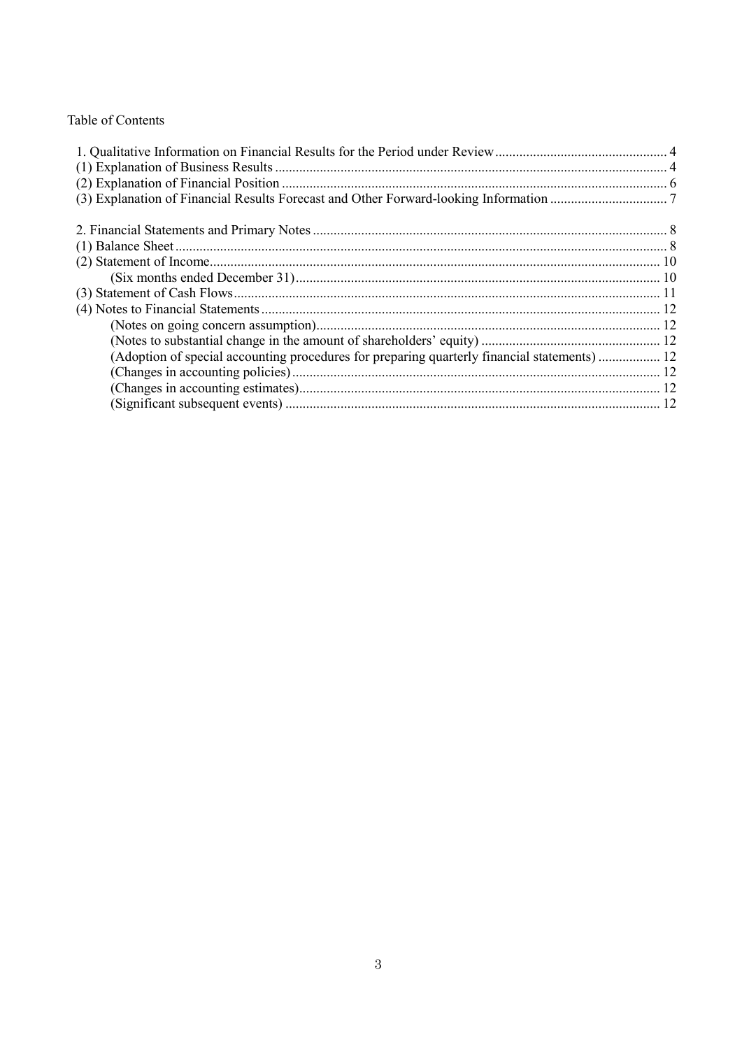Table of Contents

1. Qualitative Information on Financial Results for the Period under Review .................................................. 4
(1) Explanation of Business Results ................................................................................................................. 4
(2) Explanation of Financial Position ............................................................................................................... 6
(3) Explanation of Financial Results Forecast and Other Forward-looking Information .................................. 7

2. Financial Statements and Primary Notes ....................................................................................................... 8
(1) Balance Sheet .............................................................................................................................................. 8
(2) Statement of Income .................................................................................................................................. 10
　　(Six months ended December 31) ......................................................................................................... 10
(3) Statement of Cash Flows ........................................................................................................................... 11
(4) Notes to Financial Statements ................................................................................................................... 12
　　(Notes on going concern assumption) ................................................................................................... 12
　　(Notes to substantial change in the amount of shareholders' equity) .................................................... 12
　　(Adoption of special accounting procedures for preparing quarterly financial statements) .................. 12
　　(Changes in accounting policies) ........................................................................................................... 12
　　(Changes in accounting estimates) ......................................................................................................... 12
　　(Significant subsequent events) ............................................................................................................. 12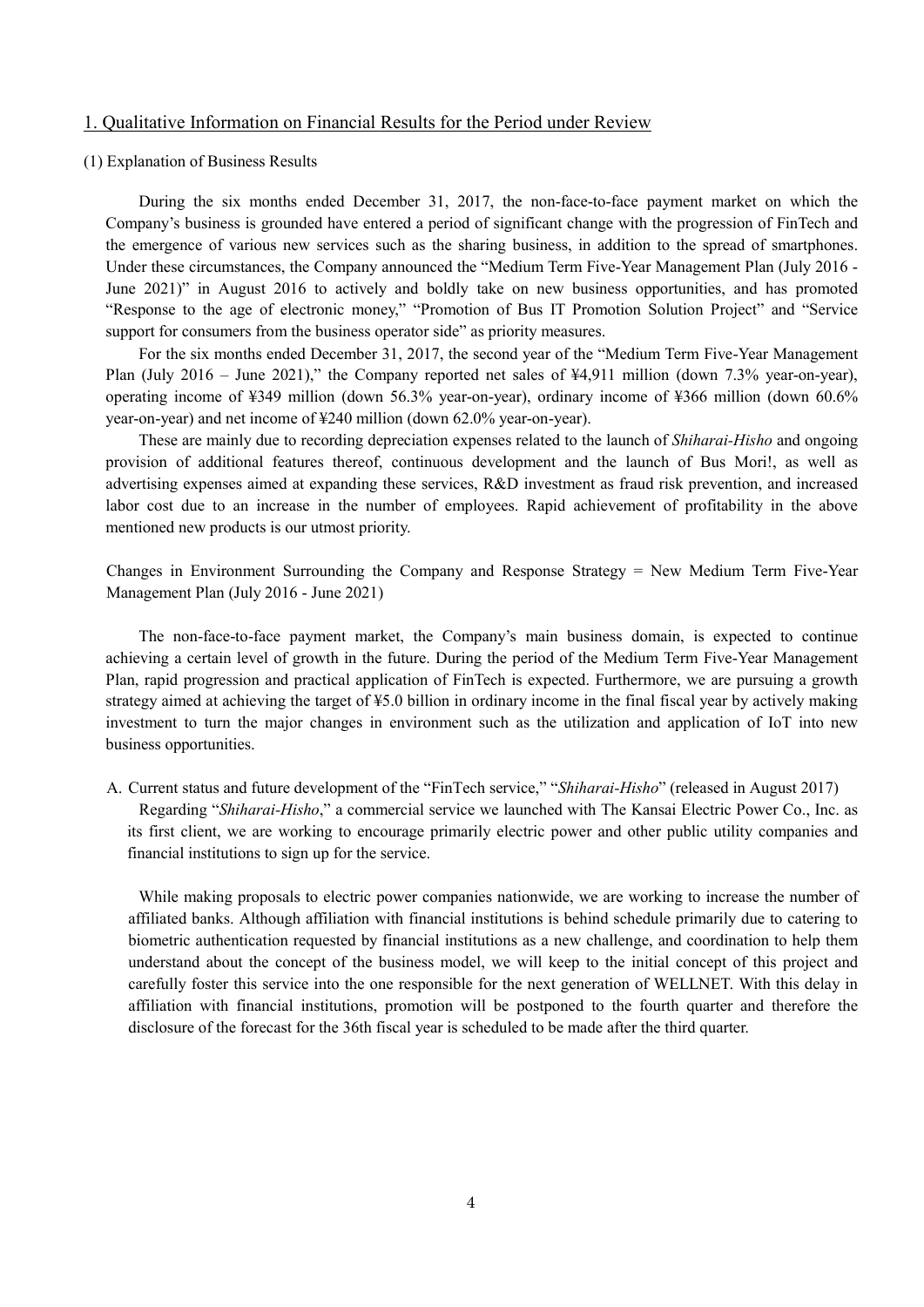## 1. Qualitative Information on Financial Results for the Period under Review

### (1) Explanation of Business Results

During the six months ended December 31, 2017, the non-face-to-face payment market on which the Company's business is grounded have entered a period of significant change with the progression of FinTech and the emergence of various new services such as the sharing business, in addition to the spread of smartphones. Under these circumstances, the Company announced the "Medium Term Five-Year Management Plan (July 2016 - June 2021)" in August 2016 to actively and boldly take on new business opportunities, and has promoted "Response to the age of electronic money," "Promotion of Bus IT Promotion Solution Project" and "Service support for consumers from the business operator side" as priority measures.

For the six months ended December 31, 2017, the second year of the "Medium Term Five-Year Management Plan (July 2016 – June 2021)," the Company reported net sales of ¥4,911 million (down 7.3% year-on-year), operating income of ¥349 million (down 56.3% year-on-year), ordinary income of ¥366 million (down 60.6% year-on-year) and net income of ¥240 million (down 62.0% year-on-year).

These are mainly due to recording depreciation expenses related to the launch of *Shiharai-Hisho* and ongoing provision of additional features thereof, continuous development and the launch of Bus Mori!, as well as advertising expenses aimed at expanding these services, R&D investment as fraud risk prevention, and increased labor cost due to an increase in the number of employees. Rapid achievement of profitability in the above mentioned new products is our utmost priority.

Changes in Environment Surrounding the Company and Response Strategy = New Medium Term Five-Year Management Plan (July 2016 - June 2021)

The non-face-to-face payment market, the Company's main business domain, is expected to continue achieving a certain level of growth in the future. During the period of the Medium Term Five-Year Management Plan, rapid progression and practical application of FinTech is expected. Furthermore, we are pursuing a growth strategy aimed at achieving the target of ¥5.0 billion in ordinary income in the final fiscal year by actively making investment to turn the major changes in environment such as the utilization and application of IoT into new business opportunities.

A. Current status and future development of the "FinTech service," "*Shiharai-Hisho*" (released in August 2017)

Regarding "*Shiharai-Hisho*," a commercial service we launched with The Kansai Electric Power Co., Inc. as its first client, we are working to encourage primarily electric power and other public utility companies and financial institutions to sign up for the service.

While making proposals to electric power companies nationwide, we are working to increase the number of affiliated banks. Although affiliation with financial institutions is behind schedule primarily due to catering to biometric authentication requested by financial institutions as a new challenge, and coordination to help them understand about the concept of the business model, we will keep to the initial concept of this project and carefully foster this service into the one responsible for the next generation of WELLNET. With this delay in affiliation with financial institutions, promotion will be postponed to the fourth quarter and therefore the disclosure of the forecast for the 36th fiscal year is scheduled to be made after the third quarter.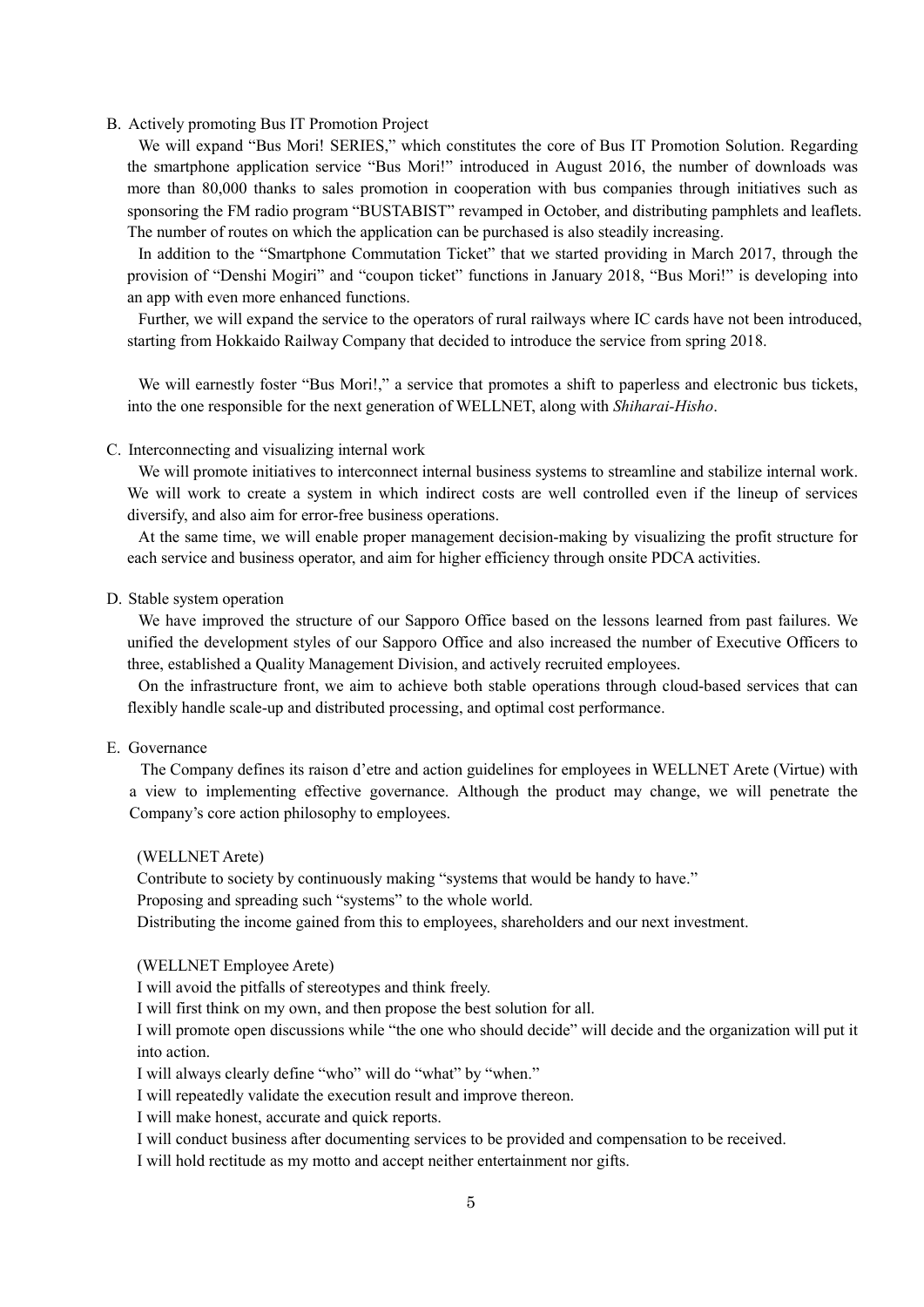B. Actively promoting Bus IT Promotion Project

We will expand "Bus Mori! SERIES," which constitutes the core of Bus IT Promotion Solution. Regarding the smartphone application service "Bus Mori!" introduced in August 2016, the number of downloads was more than 80,000 thanks to sales promotion in cooperation with bus companies through initiatives such as sponsoring the FM radio program "BUSTABIST" revamped in October, and distributing pamphlets and leaflets. The number of routes on which the application can be purchased is also steadily increasing.

In addition to the "Smartphone Commutation Ticket" that we started providing in March 2017, through the provision of "Denshi Mogiri" and "coupon ticket" functions in January 2018, "Bus Mori!" is developing into an app with even more enhanced functions.

Further, we will expand the service to the operators of rural railways where IC cards have not been introduced, starting from Hokkaido Railway Company that decided to introduce the service from spring 2018.

We will earnestly foster "Bus Mori!," a service that promotes a shift to paperless and electronic bus tickets, into the one responsible for the next generation of WELLNET, along with *Shiharai-Hisho*.

C. Interconnecting and visualizing internal work

We will promote initiatives to interconnect internal business systems to streamline and stabilize internal work. We will work to create a system in which indirect costs are well controlled even if the lineup of services diversify, and also aim for error-free business operations.

At the same time, we will enable proper management decision-making by visualizing the profit structure for each service and business operator, and aim for higher efficiency through onsite PDCA activities.

D. Stable system operation

We have improved the structure of our Sapporo Office based on the lessons learned from past failures. We unified the development styles of our Sapporo Office and also increased the number of Executive Officers to three, established a Quality Management Division, and actively recruited employees.

On the infrastructure front, we aim to achieve both stable operations through cloud-based services that can flexibly handle scale-up and distributed processing, and optimal cost performance.

E. Governance

The Company defines its raison d'etre and action guidelines for employees in WELLNET Arete (Virtue) with a view to implementing effective governance. Although the product may change, we will penetrate the Company's core action philosophy to employees.

(WELLNET Arete)

Contribute to society by continuously making "systems that would be handy to have."
Proposing and spreading such "systems" to the whole world.
Distributing the income gained from this to employees, shareholders and our next investment.

(WELLNET Employee Arete)

I will avoid the pitfalls of stereotypes and think freely.
I will first think on my own, and then propose the best solution for all.
I will promote open discussions while "the one who should decide" will decide and the organization will put it into action.
I will always clearly define "who" will do "what" by "when."
I will repeatedly validate the execution result and improve thereon.
I will make honest, accurate and quick reports.
I will conduct business after documenting services to be provided and compensation to be received.
I will hold rectitude as my motto and accept neither entertainment nor gifts.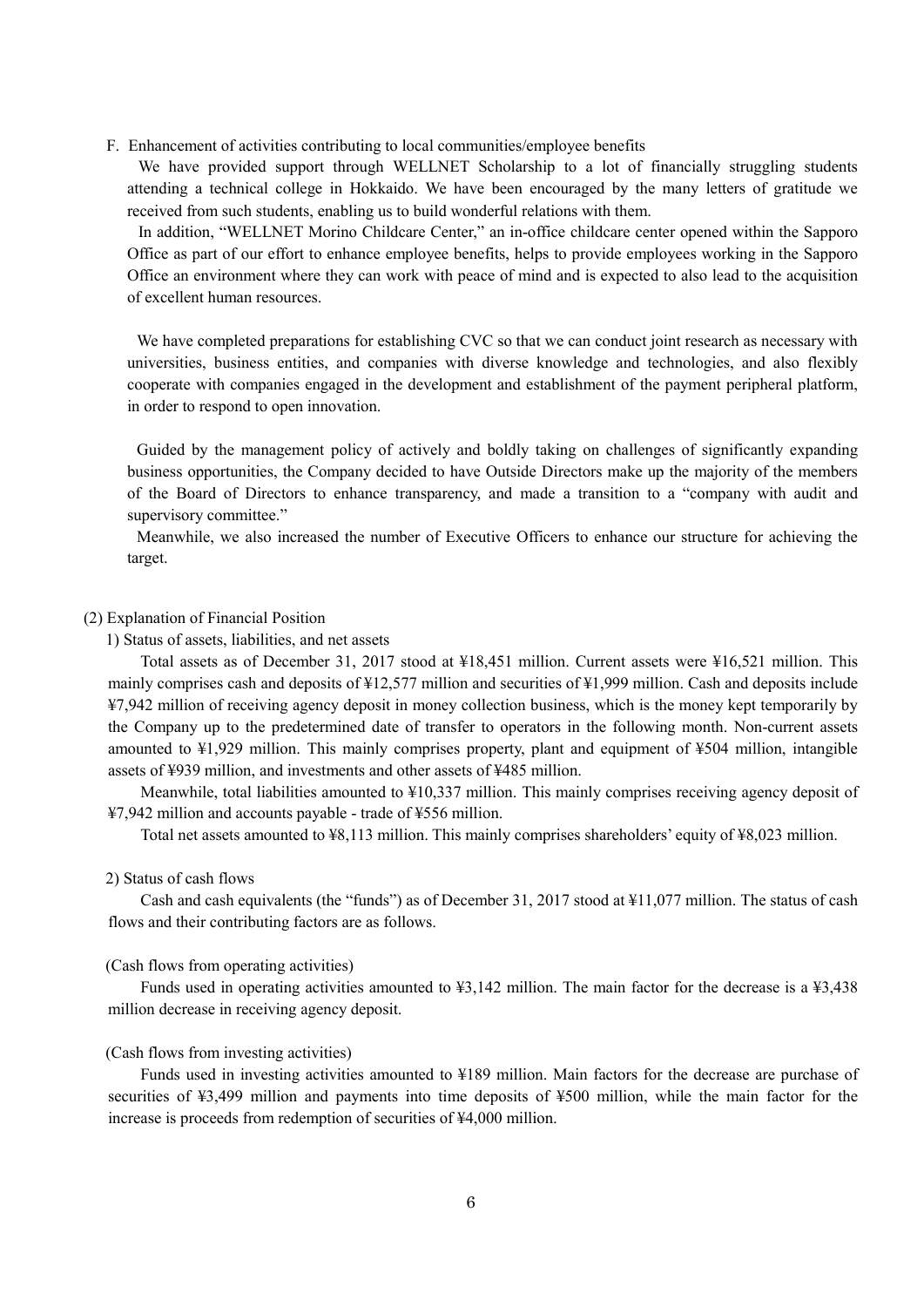F. Enhancement of activities contributing to local communities/employee benefits

We have provided support through WELLNET Scholarship to a lot of financially struggling students attending a technical college in Hokkaido. We have been encouraged by the many letters of gratitude we received from such students, enabling us to build wonderful relations with them.

In addition, "WELLNET Morino Childcare Center," an in-office childcare center opened within the Sapporo Office as part of our effort to enhance employee benefits, helps to provide employees working in the Sapporo Office an environment where they can work with peace of mind and is expected to also lead to the acquisition of excellent human resources.

We have completed preparations for establishing CVC so that we can conduct joint research as necessary with universities, business entities, and companies with diverse knowledge and technologies, and also flexibly cooperate with companies engaged in the development and establishment of the payment peripheral platform, in order to respond to open innovation.

Guided by the management policy of actively and boldly taking on challenges of significantly expanding business opportunities, the Company decided to have Outside Directors make up the majority of the members of the Board of Directors to enhance transparency, and made a transition to a "company with audit and supervisory committee."

Meanwhile, we also increased the number of Executive Officers to enhance our structure for achieving the target.

(2) Explanation of Financial Position

1) Status of assets, liabilities, and net assets

Total assets as of December 31, 2017 stood at ¥18,451 million. Current assets were ¥16,521 million. This mainly comprises cash and deposits of ¥12,577 million and securities of ¥1,999 million. Cash and deposits include ¥7,942 million of receiving agency deposit in money collection business, which is the money kept temporarily by the Company up to the predetermined date of transfer to operators in the following month. Non-current assets amounted to ¥1,929 million. This mainly comprises property, plant and equipment of ¥504 million, intangible assets of ¥939 million, and investments and other assets of ¥485 million.

Meanwhile, total liabilities amounted to ¥10,337 million. This mainly comprises receiving agency deposit of ¥7,942 million and accounts payable - trade of ¥556 million.

Total net assets amounted to ¥8,113 million. This mainly comprises shareholders' equity of ¥8,023 million.

2) Status of cash flows

Cash and cash equivalents (the "funds") as of December 31, 2017 stood at ¥11,077 million. The status of cash flows and their contributing factors are as follows.

(Cash flows from operating activities)

Funds used in operating activities amounted to ¥3,142 million. The main factor for the decrease is a ¥3,438 million decrease in receiving agency deposit.

(Cash flows from investing activities)

Funds used in investing activities amounted to ¥189 million. Main factors for the decrease are purchase of securities of ¥3,499 million and payments into time deposits of ¥500 million, while the main factor for the increase is proceeds from redemption of securities of ¥4,000 million.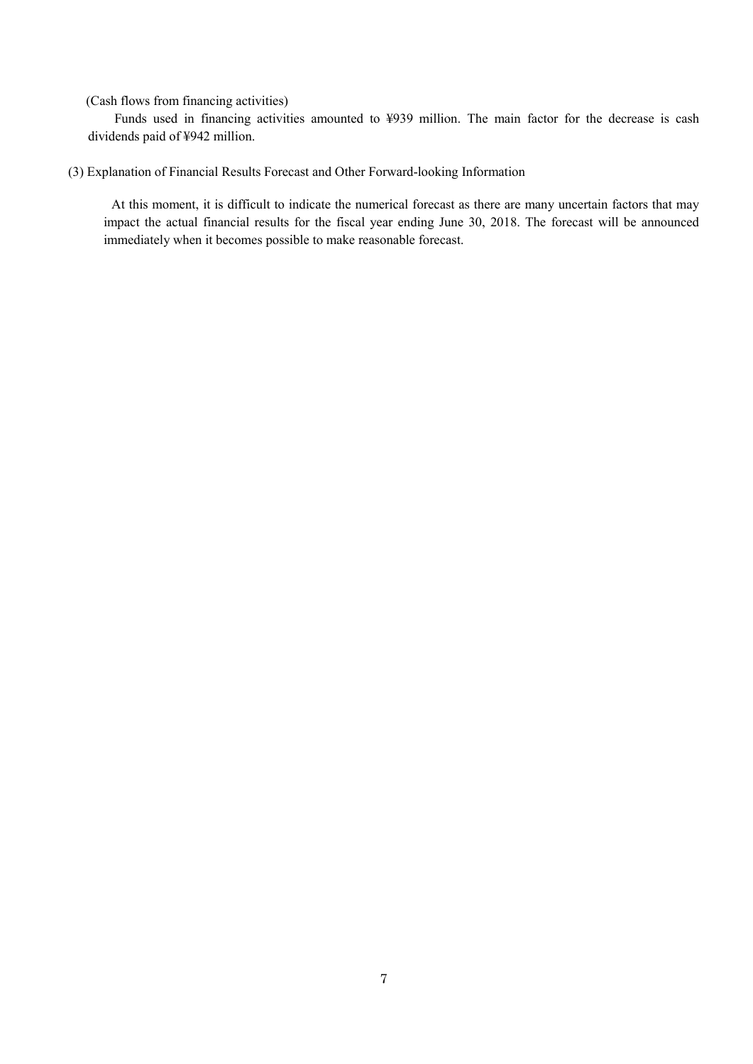(Cash flows from financing activities)

Funds used in financing activities amounted to ¥939 million. The main factor for the decrease is cash dividends paid of ¥942 million.

### (3) Explanation of Financial Results Forecast and Other Forward-looking Information

At this moment, it is difficult to indicate the numerical forecast as there are many uncertain factors that may impact the actual financial results for the fiscal year ending June 30, 2018. The forecast will be announced immediately when it becomes possible to make reasonable forecast.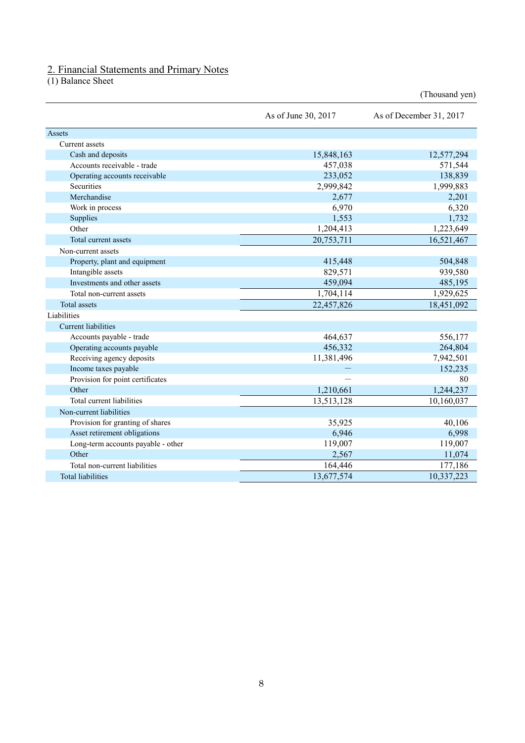## 2. Financial Statements and Primary Notes

(1) Balance Sheet

(Thousand yen)

| | As of June 30, 2017 | As of December 31, 2017 |
|---|---|---|
| Assets | | |
| Current assets | | |
| Cash and deposits | 15,848,163 | 12,577,294 |
| Accounts receivable - trade | 457,038 | 571,544 |
| Operating accounts receivable | 233,052 | 138,839 |
| Securities | 2,999,842 | 1,999,883 |
| Merchandise | 2,677 | 2,201 |
| Work in process | 6,970 | 6,320 |
| Supplies | 1,553 | 1,732 |
| Other | 1,204,413 | 1,223,649 |
| Total current assets | 20,753,711 | 16,521,467 |
| Non-current assets | | |
| Property, plant and equipment | 415,448 | 504,848 |
| Intangible assets | 829,571 | 939,580 |
| Investments and other assets | 459,094 | 485,195 |
| Total non-current assets | 1,704,114 | 1,929,625 |
| Total assets | 22,457,826 | 18,451,092 |
| Liabilities | | |
| Current liabilities | | |
| Accounts payable - trade | 464,637 | 556,177 |
| Operating accounts payable | 456,332 | 264,804 |
| Receiving agency deposits | 11,381,496 | 7,942,501 |
| Income taxes payable | — | 152,235 |
| Provision for point certificates | — | 80 |
| Other | 1,210,661 | 1,244,237 |
| Total current liabilities | 13,513,128 | 10,160,037 |
| Non-current liabilities | | |
| Provision for granting of shares | 35,925 | 40,106 |
| Asset retirement obligations | 6,946 | 6,998 |
| Long-term accounts payable - other | 119,007 | 119,007 |
| Other | 2,567 | 11,074 |
| Total non-current liabilities | 164,446 | 177,186 |
| Total liabilities | 13,677,574 | 10,337,223 |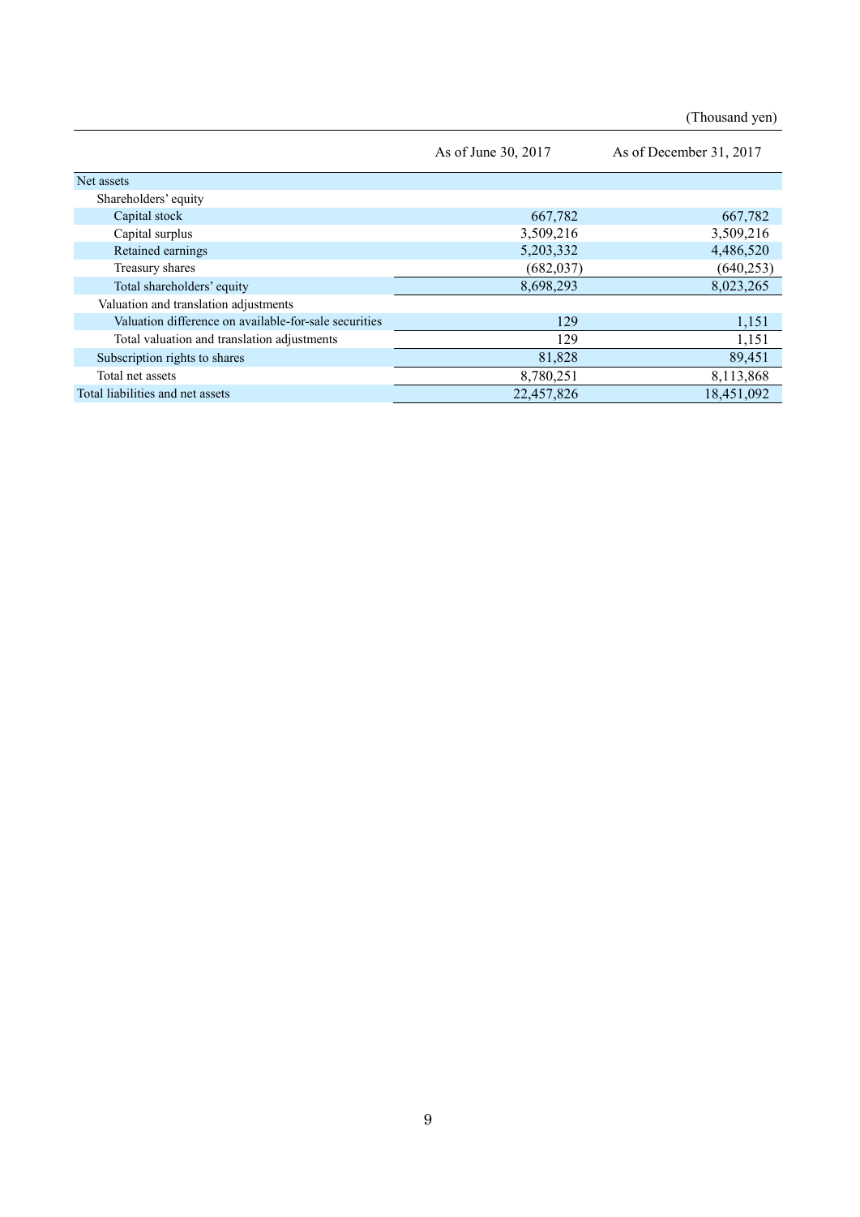(Thousand yen)

| | As of June 30, 2017 | As of December 31, 2017 |
|---|---|---|
| Net assets | | |
| Shareholders' equity | | |
| Capital stock | 667,782 | 667,782 |
| Capital surplus | 3,509,216 | 3,509,216 |
| Retained earnings | 5,203,332 | 4,486,520 |
| Treasury shares | (682,037) | (640,253) |
| Total shareholders' equity | 8,698,293 | 8,023,265 |
| Valuation and translation adjustments | | |
| Valuation difference on available-for-sale securities | 129 | 1,151 |
| Total valuation and translation adjustments | 129 | 1,151 |
| Subscription rights to shares | 81,828 | 89,451 |
| Total net assets | 8,780,251 | 8,113,868 |
| Total liabilities and net assets | 22,457,826 | 18,451,092 |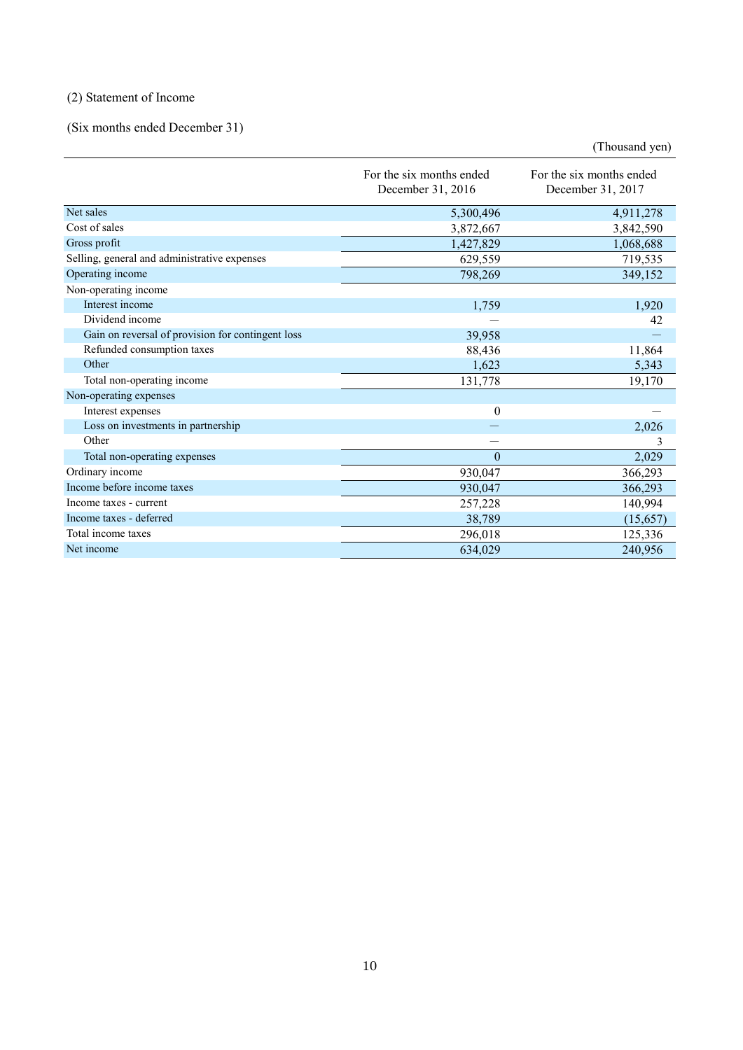## (2) Statement of Income

(Six months ended December 31)

(Thousand yen)

| | For the six months ended December 31, 2016 | For the six months ended December 31, 2017 |
|---|---|---|
| Net sales | 5,300,496 | 4,911,278 |
| Cost of sales | 3,872,667 | 3,842,590 |
| Gross profit | 1,427,829 | 1,068,688 |
| Selling, general and administrative expenses | 629,559 | 719,535 |
| Operating income | 798,269 | 349,152 |
| Non-operating income | | |
| Interest income | 1,759 | 1,920 |
| Dividend income | — | 42 |
| Gain on reversal of provision for contingent loss | 39,958 | — |
| Refunded consumption taxes | 88,436 | 11,864 |
| Other | 1,623 | 5,343 |
| Total non-operating income | 131,778 | 19,170 |
| Non-operating expenses | | |
| Interest expenses | 0 | — |
| Loss on investments in partnership | — | 2,026 |
| Other | — | 3 |
| Total non-operating expenses | 0 | 2,029 |
| Ordinary income | 930,047 | 366,293 |
| Income before income taxes | 930,047 | 366,293 |
| Income taxes - current | 257,228 | 140,994 |
| Income taxes - deferred | 38,789 | (15,657) |
| Total income taxes | 296,018 | 125,336 |
| Net income | 634,029 | 240,956 |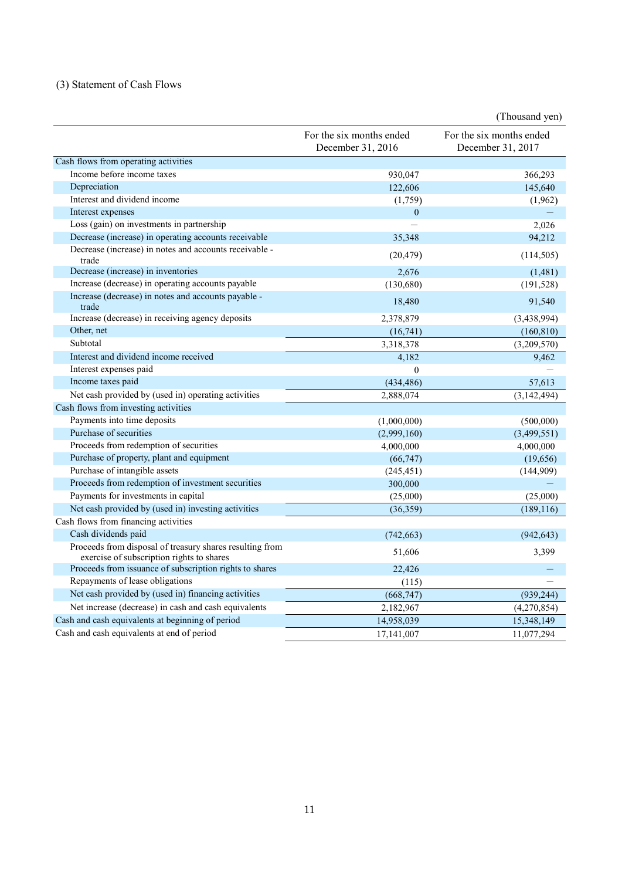## (3) Statement of Cash Flows

(Thousand yen)

| | For the six months ended December 31, 2016 | For the six months ended December 31, 2017 |
|---|---|---|
| Cash flows from operating activities | | |
| Income before income taxes | 930,047 | 366,293 |
| Depreciation | 122,606 | 145,640 |
| Interest and dividend income | (1,759) | (1,962) |
| Interest expenses | 0 | — |
| Loss (gain) on investments in partnership | — | 2,026 |
| Decrease (increase) in operating accounts receivable | 35,348 | 94,212 |
| Decrease (increase) in notes and accounts receivable - trade | (20,479) | (114,505) |
| Decrease (increase) in inventories | 2,676 | (1,481) |
| Increase (decrease) in operating accounts payable | (130,680) | (191,528) |
| Increase (decrease) in notes and accounts payable - trade | 18,480 | 91,540 |
| Increase (decrease) in receiving agency deposits | 2,378,879 | (3,438,994) |
| Other, net | (16,741) | (160,810) |
| Subtotal | 3,318,378 | (3,209,570) |
| Interest and dividend income received | 4,182 | 9,462 |
| Interest expenses paid | 0 | — |
| Income taxes paid | (434,486) | 57,613 |
| Net cash provided by (used in) operating activities | 2,888,074 | (3,142,494) |
| Cash flows from investing activities | | |
| Payments into time deposits | (1,000,000) | (500,000) |
| Purchase of securities | (2,999,160) | (3,499,551) |
| Proceeds from redemption of securities | 4,000,000 | 4,000,000 |
| Purchase of property, plant and equipment | (66,747) | (19,656) |
| Purchase of intangible assets | (245,451) | (144,909) |
| Proceeds from redemption of investment securities | 300,000 | — |
| Payments for investments in capital | (25,000) | (25,000) |
| Net cash provided by (used in) investing activities | (36,359) | (189,116) |
| Cash flows from financing activities | | |
| Cash dividends paid | (742,663) | (942,643) |
| Proceeds from disposal of treasury shares resulting from exercise of subscription rights to shares | 51,606 | 3,399 |
| Proceeds from issuance of subscription rights to shares | 22,426 | — |
| Repayments of lease obligations | (115) | — |
| Net cash provided by (used in) financing activities | (668,747) | (939,244) |
| Net increase (decrease) in cash and cash equivalents | 2,182,967 | (4,270,854) |
| Cash and cash equivalents at beginning of period | 14,958,039 | 15,348,149 |
| Cash and cash equivalents at end of period | 17,141,007 | 11,077,294 |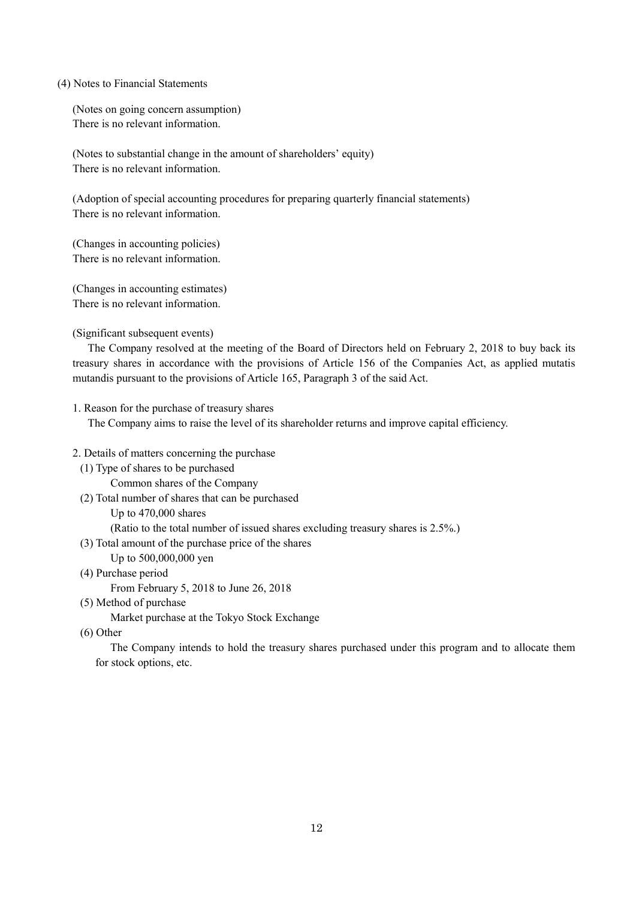### (4) Notes to Financial Statements

(Notes on going concern assumption)
There is no relevant information.

(Notes to substantial change in the amount of shareholders' equity)
There is no relevant information.

(Adoption of special accounting procedures for preparing quarterly financial statements)
There is no relevant information.

(Changes in accounting policies)
There is no relevant information.

(Changes in accounting estimates)
There is no relevant information.

(Significant subsequent events)

The Company resolved at the meeting of the Board of Directors held on February 2, 2018 to buy back its treasury shares in accordance with the provisions of Article 156 of the Companies Act, as applied mutatis mutandis pursuant to the provisions of Article 165, Paragraph 3 of the said Act.

1. Reason for the purchase of treasury shares

   The Company aims to raise the level of its shareholder returns and improve capital efficiency.

2. Details of matters concerning the purchase

   (1) Type of shares to be purchased

   Common shares of the Company

   (2) Total number of shares that can be purchased

   Up to 470,000 shares

   (Ratio to the total number of issued shares excluding treasury shares is 2.5%.)

   (3) Total amount of the purchase price of the shares

   Up to 500,000,000 yen

   (4) Purchase period

   From February 5, 2018 to June 26, 2018

   (5) Method of purchase

   Market purchase at the Tokyo Stock Exchange

   (6) Other

   The Company intends to hold the treasury shares purchased under this program and to allocate them for stock options, etc.